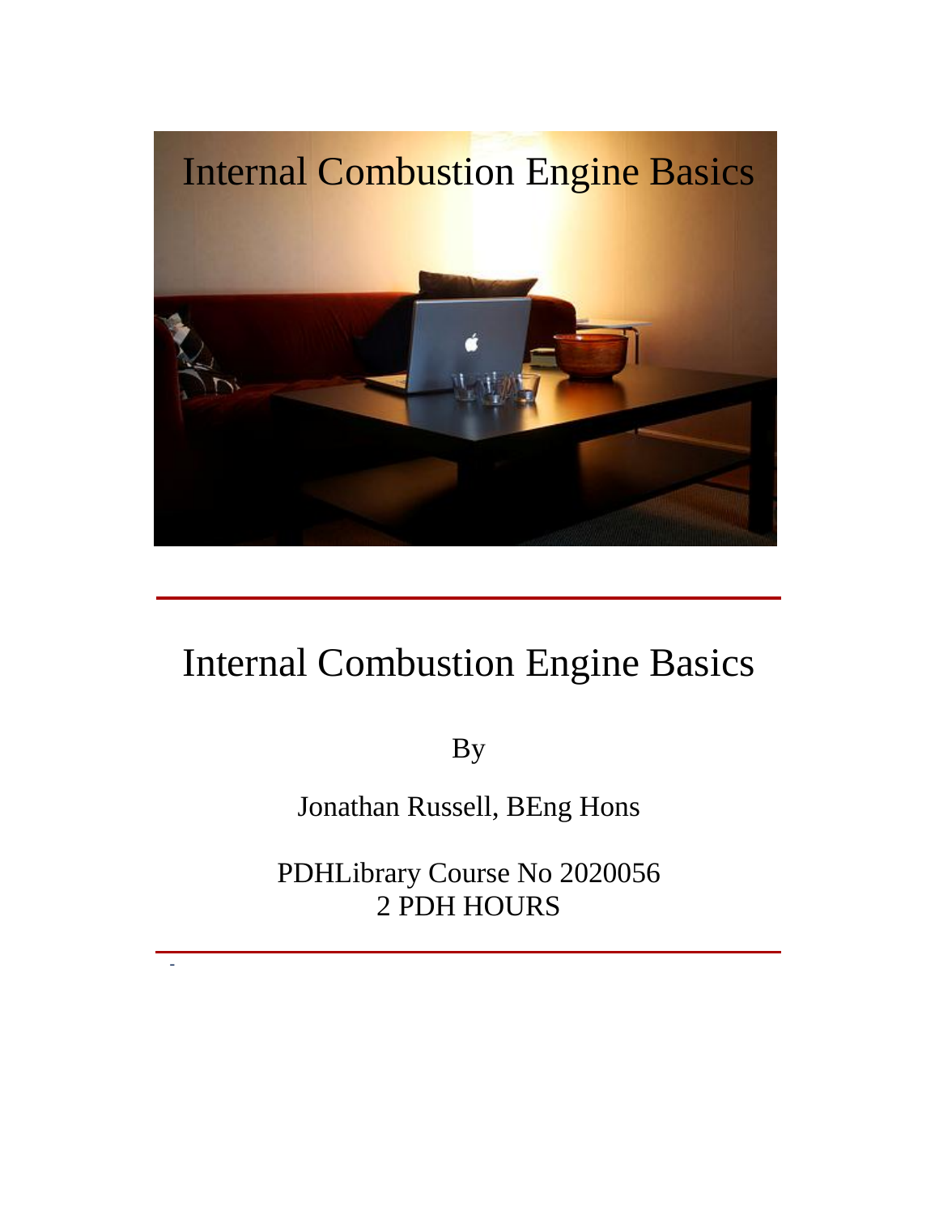Internal Combustion Engine Basics

---

# Internal Combustion Engine Basics

By

Jonathan Russell, BEng Hons

PDHLibrary Course No 2020056
2 PDH HOURS

---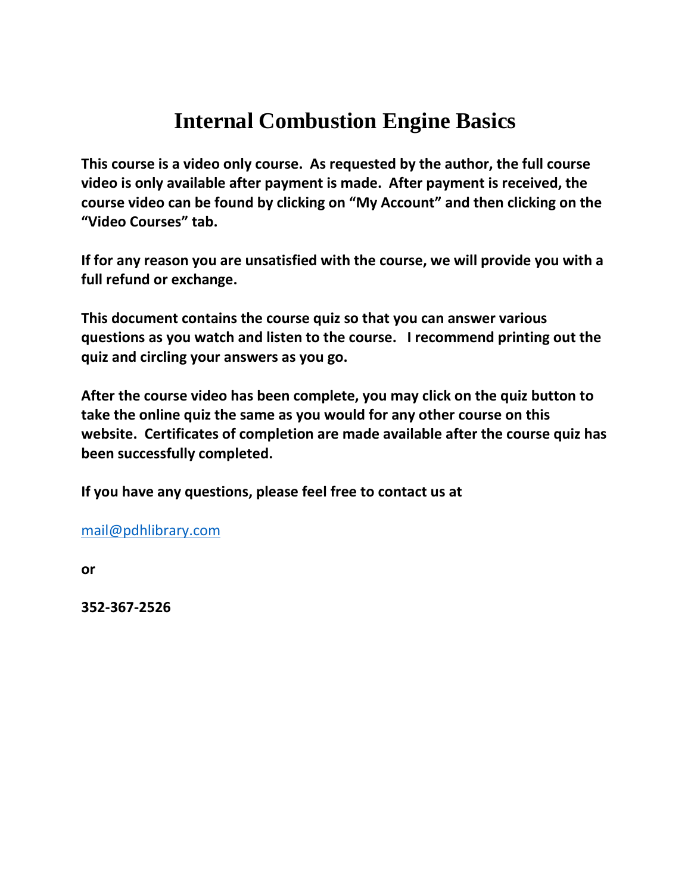# Internal Combustion Engine Basics

**This course is a video only course. As requested by the author, the full course video is only available after payment is made. After payment is received, the course video can be found by clicking on "My Account" and then clicking on the "Video Courses" tab.**

**If for any reason you are unsatisfied with the course, we will provide you with a full refund or exchange.**

**This document contains the course quiz so that you can answer various questions as you watch and listen to the course. I recommend printing out the quiz and circling your answers as you go.**

**After the course video has been complete, you may click on the quiz button to take the online quiz the same as you would for any other course on this website. Certificates of completion are made available after the course quiz has been successfully completed.**

**If you have any questions, please feel free to contact us at**

mail@pdhlibrary.com

**or**

**352-367-2526**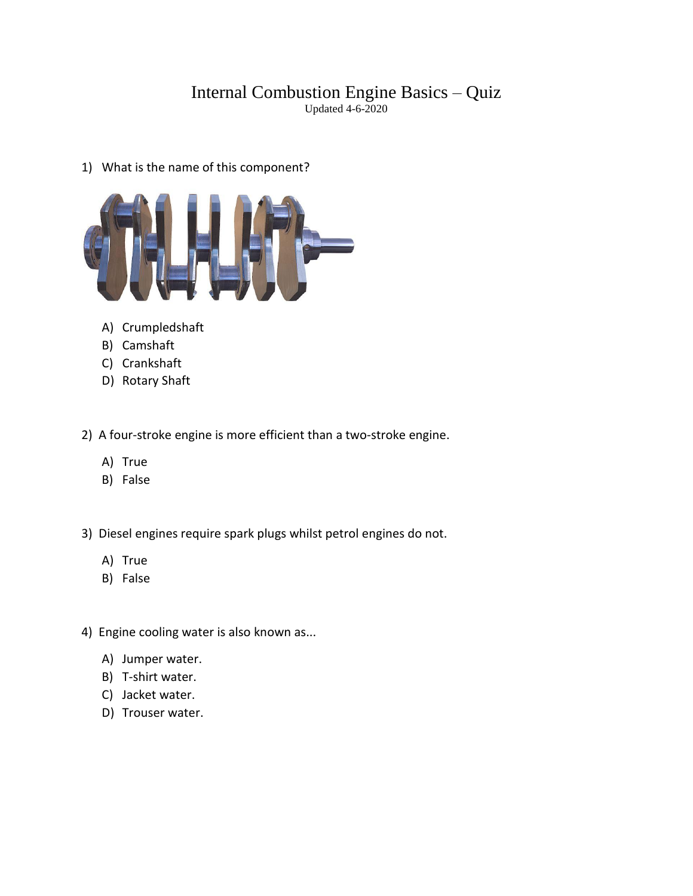# Internal Combustion Engine Basics – Quiz

Updated 4-6-2020

1) What is the name of this component?

   A) Crumpledshaft
   B) Camshaft
   C) Crankshaft
   D) Rotary Shaft

2) A four-stroke engine is more efficient than a two-stroke engine.

   A) True
   B) False

3) Diesel engines require spark plugs whilst petrol engines do not.

   A) True
   B) False

4) Engine cooling water is also known as...

   A) Jumper water.
   B) T-shirt water.
   C) Jacket water.
   D) Trouser water.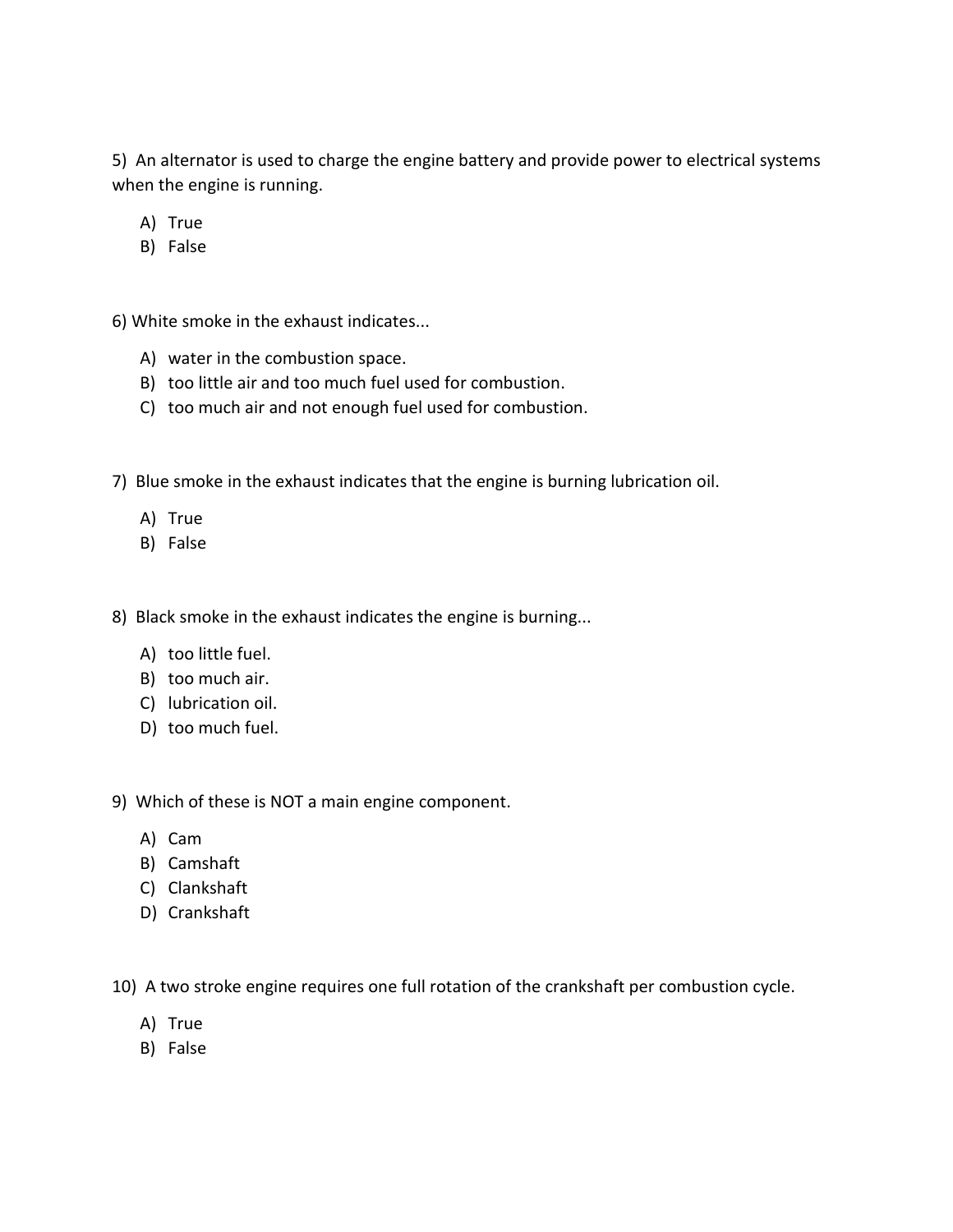5) An alternator is used to charge the engine battery and provide power to electrical systems when the engine is running.

A) True
B) False

6) White smoke in the exhaust indicates...

A) water in the combustion space.
B) too little air and too much fuel used for combustion.
C) too much air and not enough fuel used for combustion.

7) Blue smoke in the exhaust indicates that the engine is burning lubrication oil.

A) True
B) False

8) Black smoke in the exhaust indicates the engine is burning...

A) too little fuel.
B) too much air.
C) lubrication oil.
D) too much fuel.

9) Which of these is NOT a main engine component.

A) Cam
B) Camshaft
C) Clankshaft
D) Crankshaft

10) A two stroke engine requires one full rotation of the crankshaft per combustion cycle.

A) True
B) False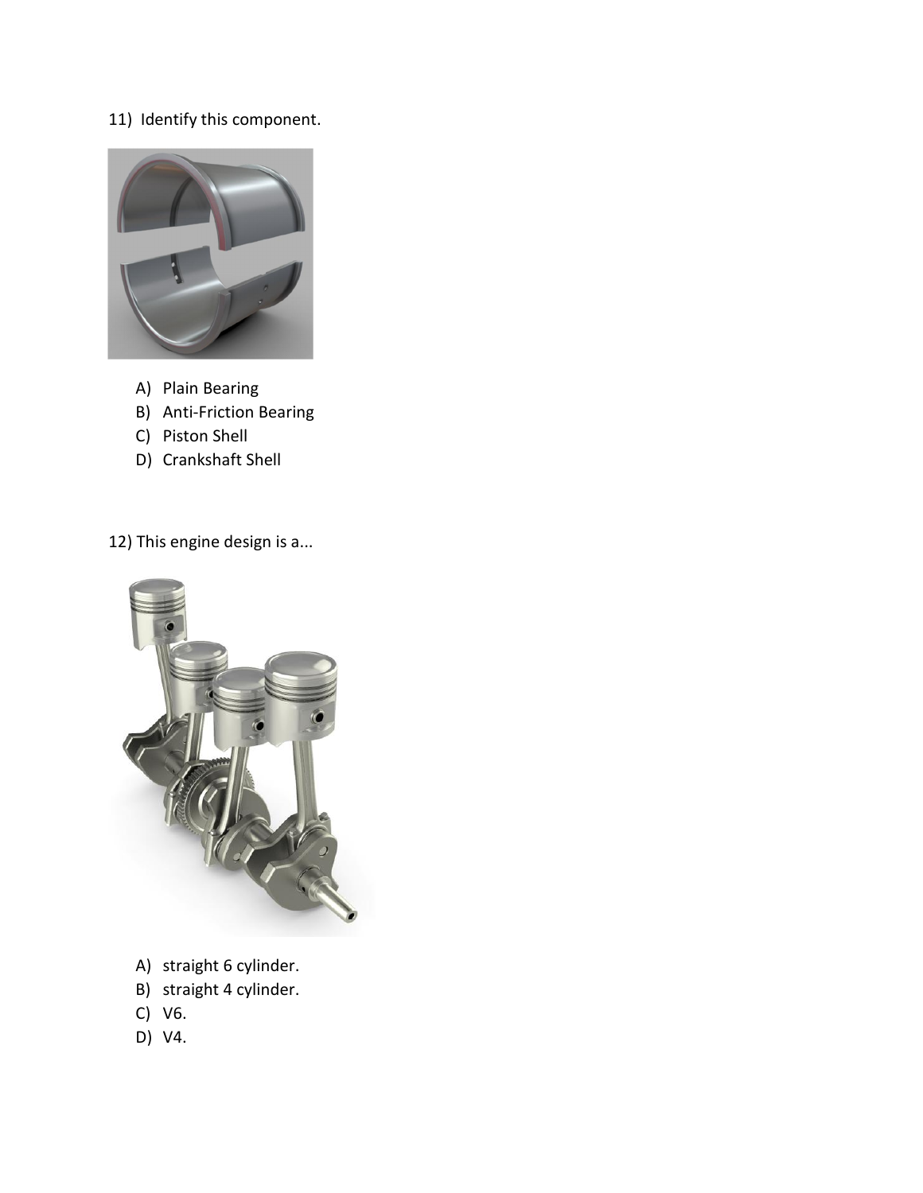11) Identify this component.

A) Plain Bearing
B) Anti-Friction Bearing
C) Piston Shell
D) Crankshaft Shell

12) This engine design is a...

A) straight 6 cylinder.
B) straight 4 cylinder.
C) V6.
D) V4.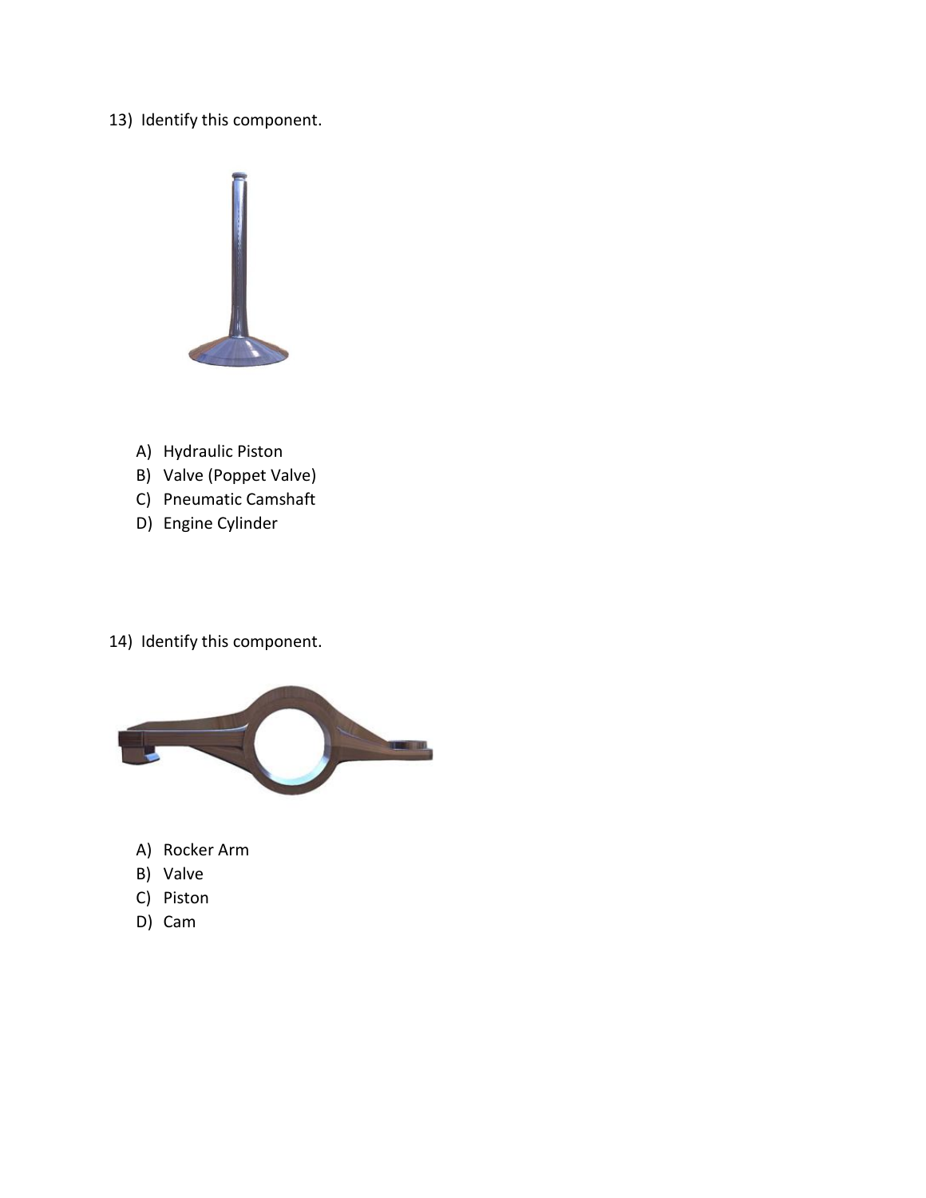13) Identify this component.

A) Hydraulic Piston
B) Valve (Poppet Valve)
C) Pneumatic Camshaft
D) Engine Cylinder

14) Identify this component.

A) Rocker Arm
B) Valve
C) Piston
D) Cam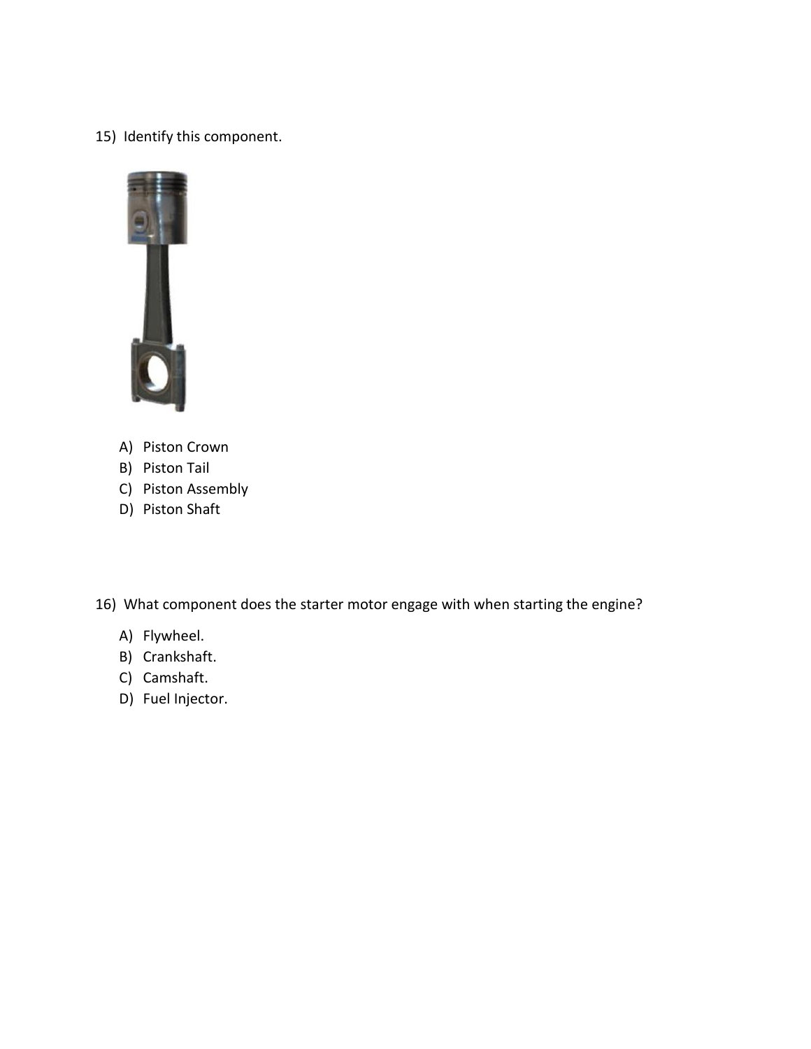15) Identify this component.

A) Piston Crown
B) Piston Tail
C) Piston Assembly
D) Piston Shaft

16) What component does the starter motor engage with when starting the engine?

A) Flywheel.
B) Crankshaft.
C) Camshaft.
D) Fuel Injector.